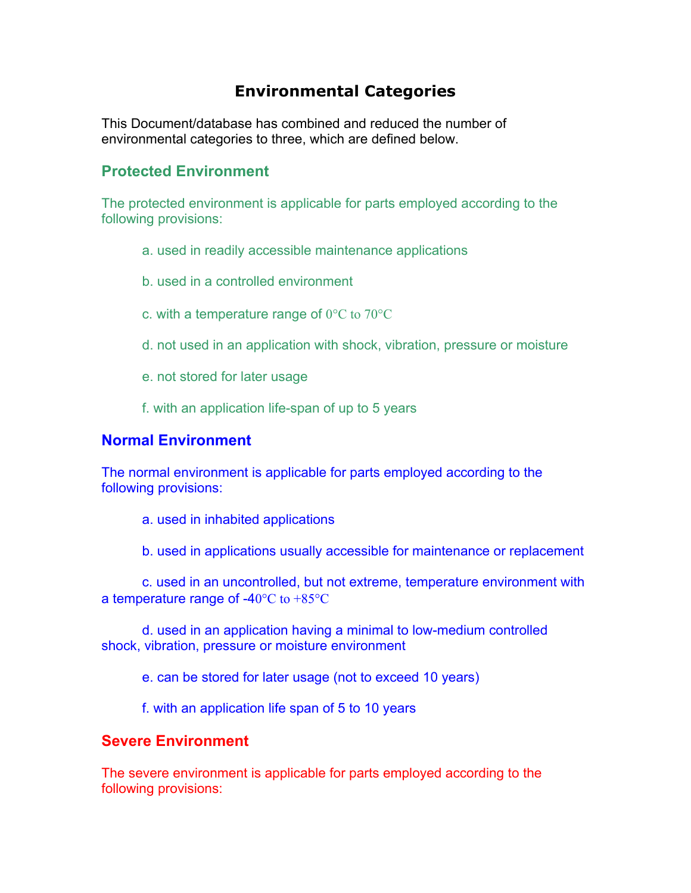# Environmental Categories

This Document/database has combined and reduced the number of environmental categories to three, which are defined below.

## Protected Environment

The protected environment is applicable for parts employed according to the following provisions:

a. used in readily accessible maintenance applications

b. used in a controlled environment

c. with a temperature range of 0°C to 70°C

d. not used in an application with shock, vibration, pressure or moisture

e. not stored for later usage

f. with an application life-span of up to 5 years

## Normal Environment

The normal environment is applicable for parts employed according to the following provisions:

a. used in inhabited applications

b. used in applications usually accessible for maintenance or replacement

c. used in an uncontrolled, but not extreme, temperature environment with a temperature range of -40°C to +85°C

d. used in an application having a minimal to low-medium controlled shock, vibration, pressure or moisture environment

e. can be stored for later usage (not to exceed 10 years)

f. with an application life span of 5 to 10 years

## Severe Environment

The severe environment is applicable for parts employed according to the following provisions: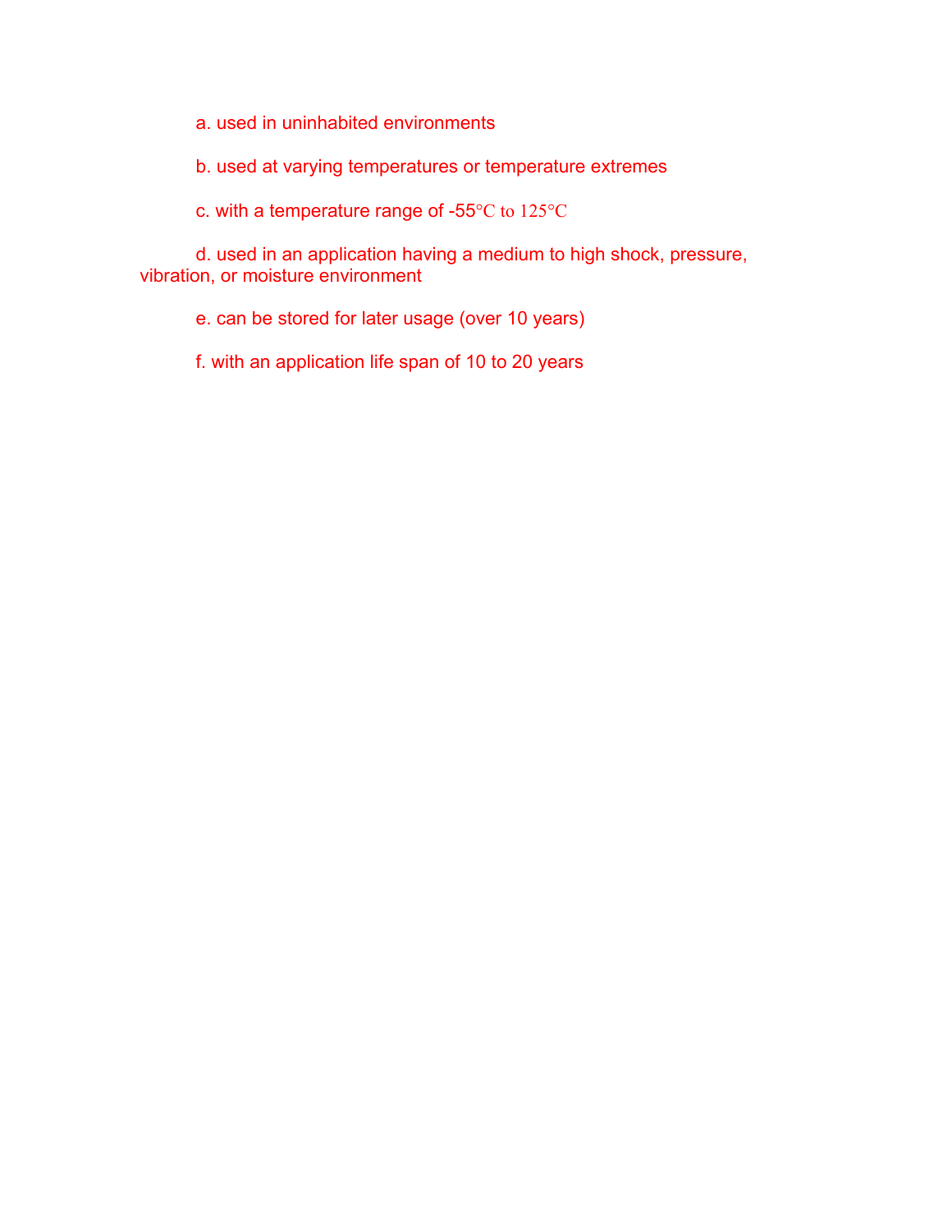a. used in uninhabited environments

b. used at varying temperatures or temperature extremes

c. with a temperature range of -55°C to 125°C

d. used in an application having a medium to high shock, pressure, vibration, or moisture environment

e. can be stored for later usage (over 10 years)

f. with an application life span of 10 to 20 years